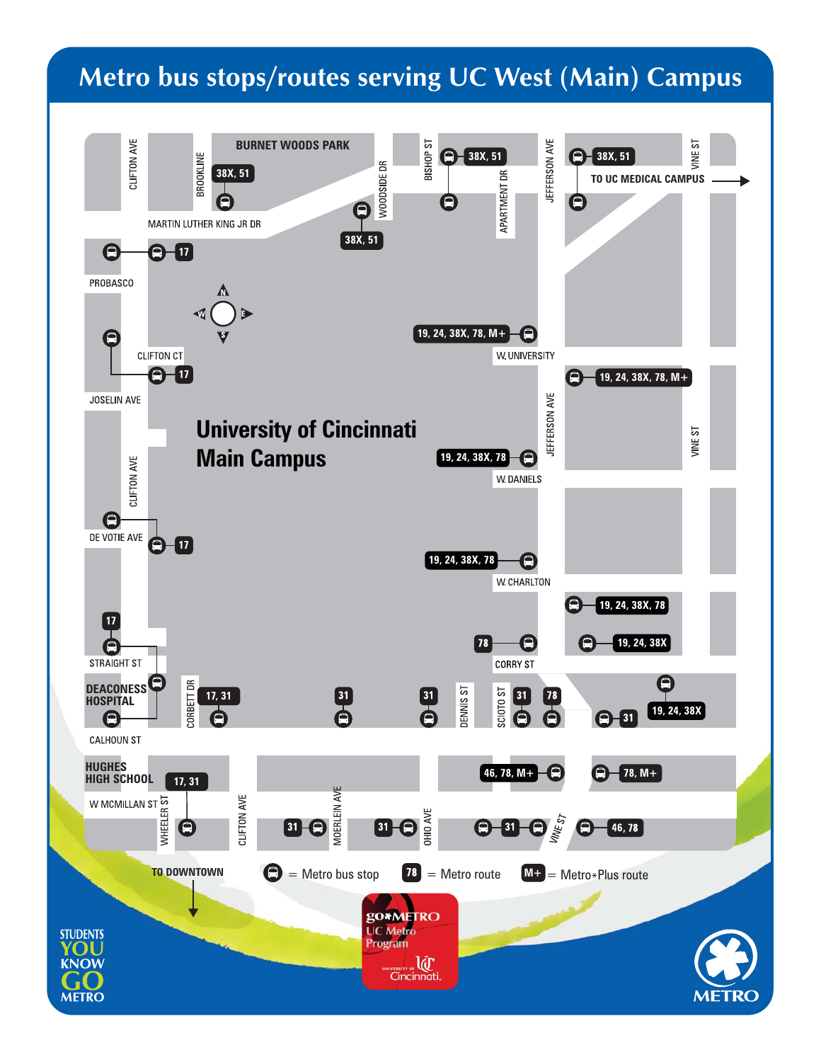# Metro bus stops/routes serving UC West (Main) Campus

BURNET WOODS PARK

CLIFTON AVE

BROOKLINE

38X, 51

WOODSIDE DR

38X, 51

BISHOP ST

38X, 51

APARTMENT DR

JEFFERSON AVE

38X, 51

VINE ST

TO UC MEDICAL CAMPUS →

MARTIN LUTHER KING JR DR

38X, 51

17

PROBASCO

19, 24, 38X, 78, M+

W. UNIVERSITY

CLIFTON CT

17

19, 24, 38X, 78, M+

JOSELIN AVE

## University of Cincinnati Main Campus

19, 24, 38X, 78

W. DANIELS

JEFFERSON AVE

VINE ST

CLIFTON AVE

DE VOTIE AVE

17

19, 24, 38X, 78

W. CHARLTON

17

19, 24, 38X, 78

STRAIGHT ST

78

19, 24, 38X

CORRY ST

DEACONESS HOSPITAL

CORBETT DR

17, 31

31

31

DENNIS ST

SCIOTO ST

31

78

19, 24, 38X

31

CALHOUN ST

HUGHES HIGH SCHOOL

17, 31

46, 78, M+

78, M+

W MCMILLAN ST

WHEELER ST

CLIFTON AVE

31

MOERLEIN AVE

31

OHIO AVE

31

VINE ST

46, 78

TO DOWNTOWN ↓

= Metro bus stop

78 = Metro route

M+ = Metro*Plus route

go*METRO UC Metro Program

University of Cincinnati

STUDENTS YOU KNOW GO METRO

METRO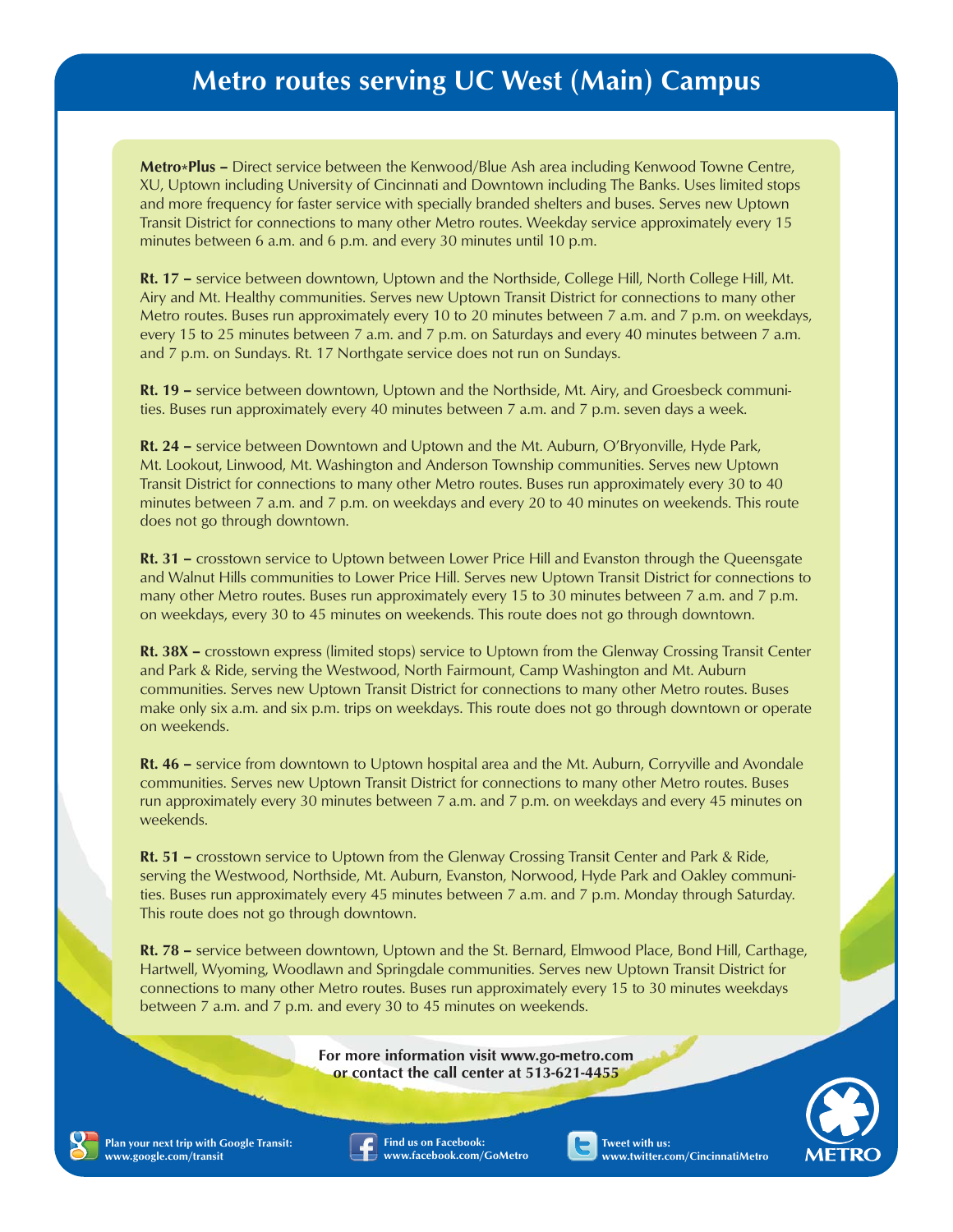# Metro routes serving UC West (Main) Campus

**Metro*Plus –** Direct service between the Kenwood/Blue Ash area including Kenwood Towne Centre, XU, Uptown including University of Cincinnati and Downtown including The Banks. Uses limited stops and more frequency for faster service with specially branded shelters and buses. Serves new Uptown Transit District for connections to many other Metro routes. Weekday service approximately every 15 minutes between 6 a.m. and 6 p.m. and every 30 minutes until 10 p.m.

**Rt. 17 –** service between downtown, Uptown and the Northside, College Hill, North College Hill, Mt. Airy and Mt. Healthy communities. Serves new Uptown Transit District for connections to many other Metro routes. Buses run approximately every 10 to 20 minutes between 7 a.m. and 7 p.m. on weekdays, every 15 to 25 minutes between 7 a.m. and 7 p.m. on Saturdays and every 40 minutes between 7 a.m. and 7 p.m. on Sundays. Rt. 17 Northgate service does not run on Sundays.

**Rt. 19 –** service between downtown, Uptown and the Northside, Mt. Airy, and Groesbeck communities. Buses run approximately every 40 minutes between 7 a.m. and 7 p.m. seven days a week.

**Rt. 24 –** service between Downtown and Uptown and the Mt. Auburn, O'Bryonville, Hyde Park, Mt. Lookout, Linwood, Mt. Washington and Anderson Township communities. Serves new Uptown Transit District for connections to many other Metro routes. Buses run approximately every 30 to 40 minutes between 7 a.m. and 7 p.m. on weekdays and every 20 to 40 minutes on weekends. This route does not go through downtown.

**Rt. 31 –** crosstown service to Uptown between Lower Price Hill and Evanston through the Queensgate and Walnut Hills communities to Lower Price Hill. Serves new Uptown Transit District for connections to many other Metro routes. Buses run approximately every 15 to 30 minutes between 7 a.m. and 7 p.m. on weekdays, every 30 to 45 minutes on weekends. This route does not go through downtown.

**Rt. 38X –** crosstown express (limited stops) service to Uptown from the Glenway Crossing Transit Center and Park & Ride, serving the Westwood, North Fairmount, Camp Washington and Mt. Auburn communities. Serves new Uptown Transit District for connections to many other Metro routes. Buses make only six a.m. and six p.m. trips on weekdays. This route does not go through downtown or operate on weekends.

**Rt. 46 –** service from downtown to Uptown hospital area and the Mt. Auburn, Corryville and Avondale communities. Serves new Uptown Transit District for connections to many other Metro routes. Buses run approximately every 30 minutes between 7 a.m. and 7 p.m. on weekdays and every 45 minutes on weekends.

**Rt. 51 –** crosstown service to Uptown from the Glenway Crossing Transit Center and Park & Ride, serving the Westwood, Northside, Mt. Auburn, Evanston, Norwood, Hyde Park and Oakley communities. Buses run approximately every 45 minutes between 7 a.m. and 7 p.m. Monday through Saturday. This route does not go through downtown.

**Rt. 78 –** service between downtown, Uptown and the St. Bernard, Elmwood Place, Bond Hill, Carthage, Hartwell, Wyoming, Woodlawn and Springdale communities. Serves new Uptown Transit District for connections to many other Metro routes. Buses run approximately every 15 to 30 minutes weekdays between 7 a.m. and 7 p.m. and every 30 to 45 minutes on weekends.

**For more information visit www.go-metro.com or contact the call center at 513-621-4455**

**Plan your next trip with Google Transit: www.google.com/transit**

**Find us on Facebook: www.facebook.com/GoMetro**

**Tweet with us: www.twitter.com/CincinnatiMetro**

METRO